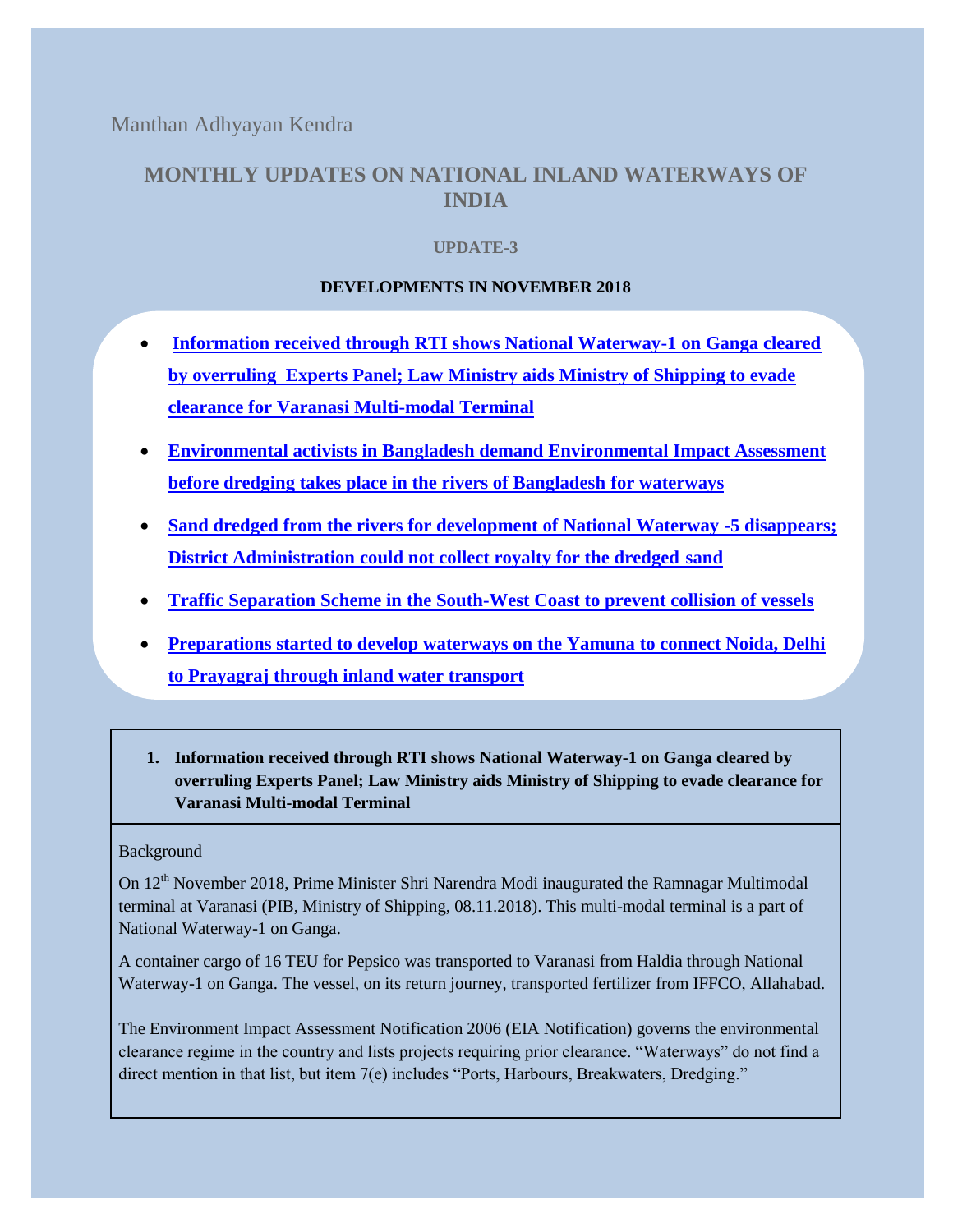Manthan Adhyayan Kendra

# MONTHLY UPDATES ON NATIONAL INLAND WATERWAYS OF INDIA

### UPDATE-3

### DEVELOPMENTS IN NOVEMBER 2018

- **Information received through RTI shows National Waterway-1 on Ganga cleared by overruling Experts Panel; Law Ministry aids Ministry of Shipping to evade clearance for Varanasi Multi-modal Terminal**
- **Environmental activists in Bangladesh demand Environmental Impact Assessment before dredging takes place in the rivers of Bangladesh for waterways**
- **Sand dredged from the rivers for development of National Waterway -5 disappears; District Administration could not collect royalty for the dredged sand**
- **Traffic Separation Scheme in the South-West Coast to prevent collision of vessels**
- **Preparations started to develop waterways on the Yamuna to connect Noida, Delhi to Prayagraj through inland water transport**

## 1. Information received through RTI shows National Waterway-1 on Ganga cleared by overruling Experts Panel; Law Ministry aids Ministry of Shipping to evade clearance for Varanasi Multi-modal Terminal

Background

On 12th November 2018, Prime Minister Shri Narendra Modi inaugurated the Ramnagar Multimodal terminal at Varanasi (PIB, Ministry of Shipping, 08.11.2018). This multi-modal terminal is a part of National Waterway-1 on Ganga.

A container cargo of 16 TEU for Pepsico was transported to Varanasi from Haldia through National Waterway-1 on Ganga. The vessel, on its return journey, transported fertilizer from IFFCO, Allahabad.

The Environment Impact Assessment Notification 2006 (EIA Notification) governs the environmental clearance regime in the country and lists projects requiring prior clearance. “Waterways” do not find a direct mention in that list, but item 7(e) includes “Ports, Harbours, Breakwaters, Dredging.”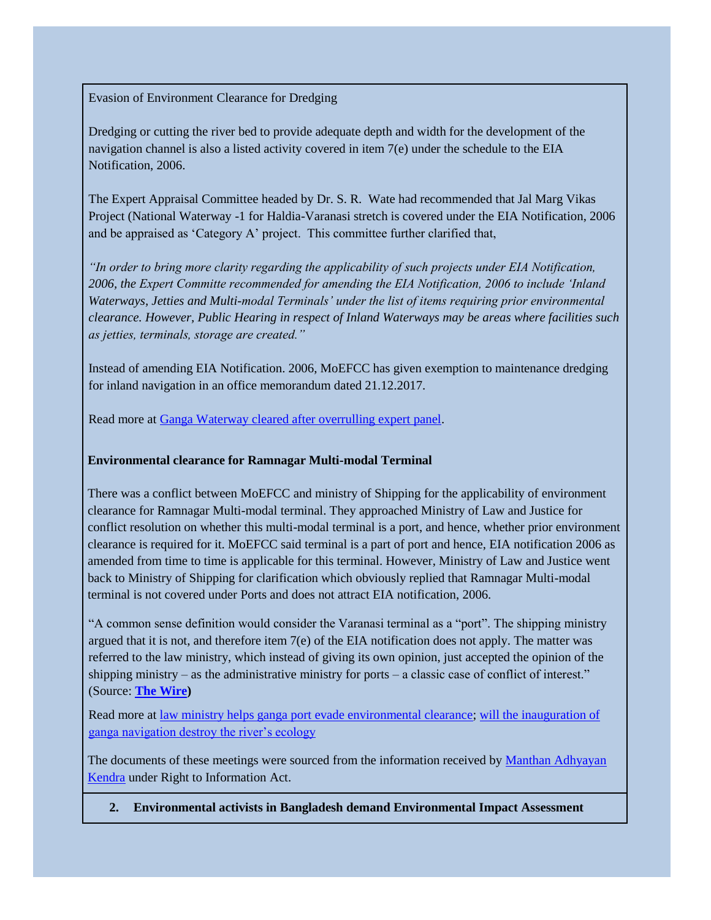Evasion of Environment Clearance for Dredging

Dredging or cutting the river bed to provide adequate depth and width for the development of the navigation channel is also a listed activity covered in item 7(e) under the schedule to the EIA Notification, 2006.

The Expert Appraisal Committee headed by Dr. S. R. Wate had recommended that Jal Marg Vikas Project (National Waterway -1 for Haldia-Varanasi stretch is covered under the EIA Notification, 2006 and be appraised as 'Category A' project. This committee further clarified that,

*"In order to bring more clarity regarding the applicability of such projects under EIA Notification, 2006, the Expert Committe recommended for amending the EIA Notification, 2006 to include 'Inland Waterways, Jetties and Multi-modal Terminals' under the list of items requiring prior environmental clearance. However, Public Hearing in respect of Inland Waterways may be areas where facilities such as jetties, terminals, storage are created."*

Instead of amending EIA Notification. 2006, MoEFCC has given exemption to maintenance dredging for inland navigation in an office memorandum dated 21.12.2017.

Read more at [Ganga Waterway cleared after overrulling expert panel](#).

**Environmental clearance for Ramnagar Multi-modal Terminal**

There was a conflict between MoEFCC and ministry of Shipping for the applicability of environment clearance for Ramnagar Multi-modal terminal. They approached Ministry of Law and Justice for conflict resolution on whether this multi-modal terminal is a port, and hence, whether prior environment clearance is required for it. MoEFCC said terminal is a part of port and hence, EIA notification 2006 as amended from time to time is applicable for this terminal. However, Ministry of Law and Justice went back to Ministry of Shipping for clarification which obviously replied that Ramnagar Multi-modal terminal is not covered under Ports and does not attract EIA notification, 2006.

"A common sense definition would consider the Varanasi terminal as a "port". The shipping ministry argued that it is not, and therefore item 7(e) of the EIA notification does not apply. The matter was referred to the law ministry, which instead of giving its own opinion, just accepted the opinion of the shipping ministry – as the administrative ministry for ports – a classic case of conflict of interest." (Source: **[The Wire](#)**)

Read more at [law ministry helps ganga port evade environmental clearance](#); [will the inauguration of ganga navigation destroy the river's ecology](#)

The documents of these meetings were sourced from the information received by [Manthan Adhyayan Kendra](#) under Right to Information Act.

**2. Environmental activists in Bangladesh demand Environmental Impact Assessment**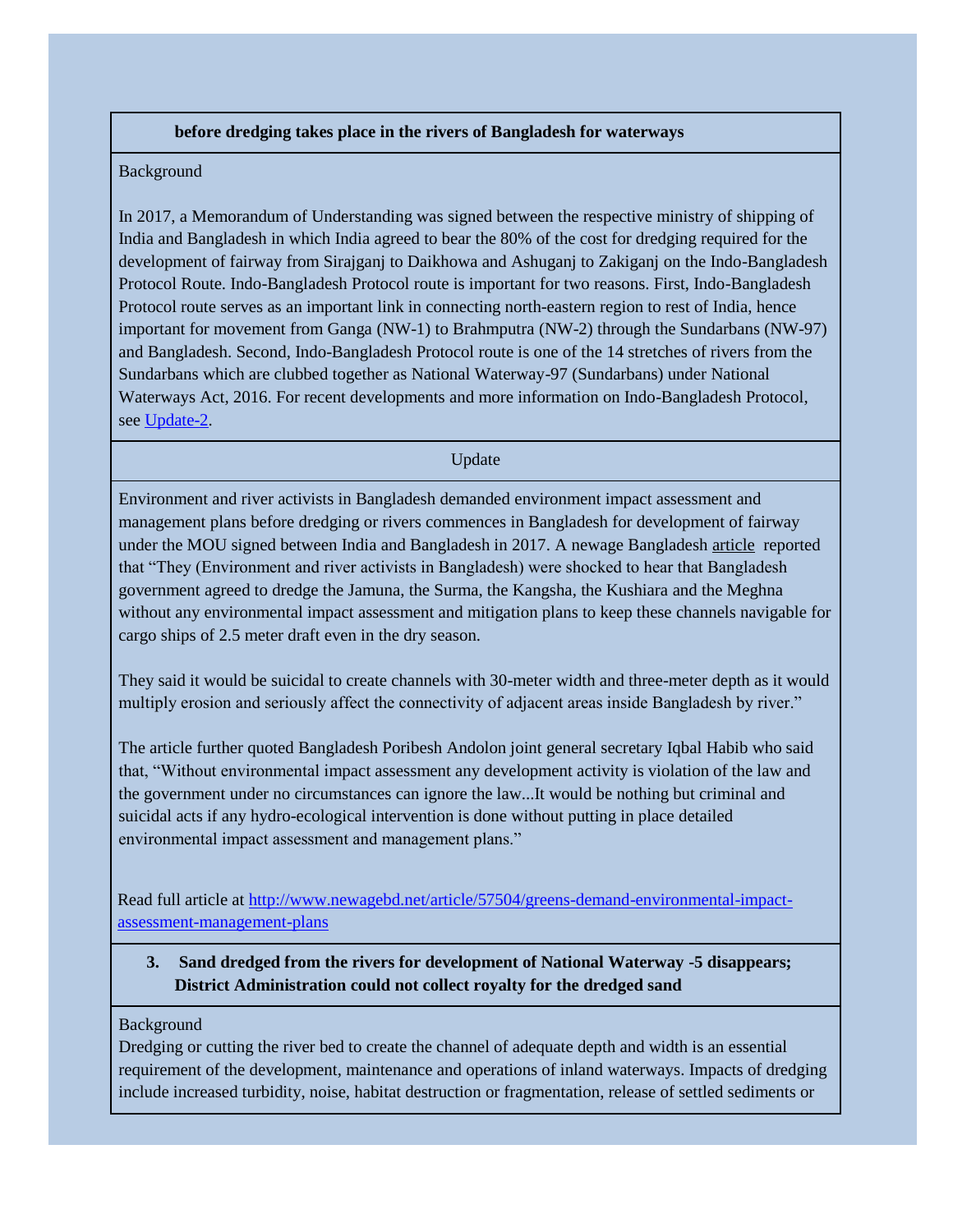**before dredging takes place in the rivers of Bangladesh for waterways**

Background

In 2017, a Memorandum of Understanding was signed between the respective ministry of shipping of India and Bangladesh in which India agreed to bear the 80% of the cost for dredging required for the development of fairway from Sirajganj to Daikhowa and Ashuganj to Zakiganj on the Indo-Bangladesh Protocol Route. Indo-Bangladesh Protocol route is important for two reasons. First, Indo-Bangladesh Protocol route serves as an important link in connecting north-eastern region to rest of India, hence important for movement from Ganga (NW-1) to Brahmputra (NW-2) through the Sundarbans (NW-97) and Bangladesh. Second, Indo-Bangladesh Protocol route is one of the 14 stretches of rivers from the Sundarbans which are clubbed together as National Waterway-97 (Sundarbans) under National Waterways Act, 2016. For recent developments and more information on Indo-Bangladesh Protocol, see Update-2.

Update

Environment and river activists in Bangladesh demanded environment impact assessment and management plans before dredging or rivers commences in Bangladesh for development of fairway under the MOU signed between India and Bangladesh in 2017. A newage Bangladesh article reported that "They (Environment and river activists in Bangladesh) were shocked to hear that Bangladesh government agreed to dredge the Jamuna, the Surma, the Kangsha, the Kushiara and the Meghna without any environmental impact assessment and mitigation plans to keep these channels navigable for cargo ships of 2.5 meter draft even in the dry season.

They said it would be suicidal to create channels with 30-meter width and three-meter depth as it would multiply erosion and seriously affect the connectivity of adjacent areas inside Bangladesh by river."

The article further quoted Bangladesh Poribesh Andolon joint general secretary Iqbal Habib who said that, "Without environmental impact assessment any development activity is violation of the law and the government under no circumstances can ignore the law...It would be nothing but criminal and suicidal acts if any hydro-ecological intervention is done without putting in place detailed environmental impact assessment and management plans."

Read full article at http://www.newagebd.net/article/57504/greens-demand-environmental-impact-assessment-management-plans

**3. Sand dredged from the rivers for development of National Waterway -5 disappears; District Administration could not collect royalty for the dredged sand**

Background

Dredging or cutting the river bed to create the channel of adequate depth and width is an essential requirement of the development, maintenance and operations of inland waterways. Impacts of dredging include increased turbidity, noise, habitat destruction or fragmentation, release of settled sediments or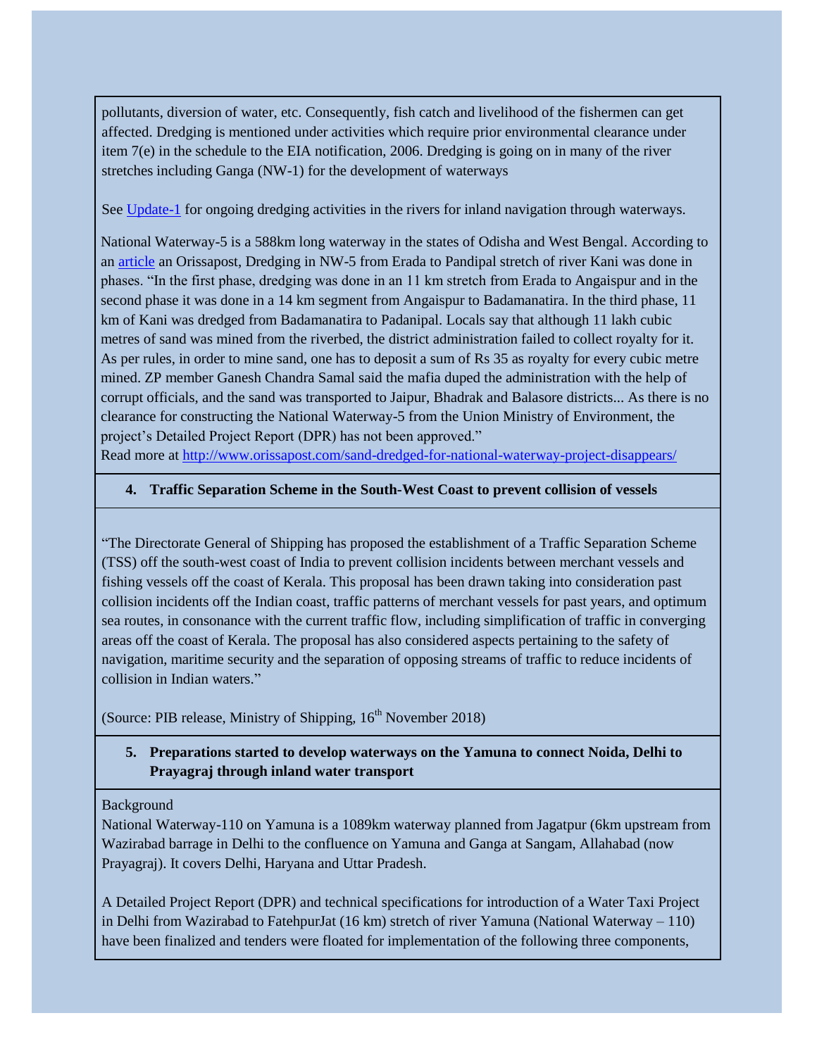pollutants, diversion of water, etc. Consequently, fish catch and livelihood of the fishermen can get affected. Dredging is mentioned under activities which require prior environmental clearance under item 7(e) in the schedule to the EIA notification, 2006. Dredging is going on in many of the river stretches including Ganga (NW-1) for the development of waterways

See [Update-1](#) for ongoing dredging activities in the rivers for inland navigation through waterways.

National Waterway-5 is a 588km long waterway in the states of Odisha and West Bengal. According to an [article](#) an Orissapost, Dredging in NW-5 from Erada to Pandipal stretch of river Kani was done in phases. "In the first phase, dredging was done in an 11 km stretch from Erada to Angaispur and in the second phase it was done in a 14 km segment from Angaispur to Badamanatira. In the third phase, 11 km of Kani was dredged from Badamanatira to Padanipal. Locals say that although 11 lakh cubic metres of sand was mined from the riverbed, the district administration failed to collect royalty for it. As per rules, in order to mine sand, one has to deposit a sum of Rs 35 as royalty for every cubic metre mined. ZP member Ganesh Chandra Samal said the mafia duped the administration with the help of corrupt officials, and the sand was transported to Jaipur, Bhadrak and Balasore districts... As there is no clearance for constructing the National Waterway-5 from the Union Ministry of Environment, the project's Detailed Project Report (DPR) has not been approved."
Read more at [http://www.orissapost.com/sand-dredged-for-national-waterway-project-disappears/](http://www.orissapost.com/sand-dredged-for-national-waterway-project-disappears/)

**4. Traffic Separation Scheme in the South-West Coast to prevent collision of vessels**

"The Directorate General of Shipping has proposed the establishment of a Traffic Separation Scheme (TSS) off the south-west coast of India to prevent collision incidents between merchant vessels and fishing vessels off the coast of Kerala. This proposal has been drawn taking into consideration past collision incidents off the Indian coast, traffic patterns of merchant vessels for past years, and optimum sea routes, in consonance with the current traffic flow, including simplification of traffic in converging areas off the coast of Kerala. The proposal has also considered aspects pertaining to the safety of navigation, maritime security and the separation of opposing streams of traffic to reduce incidents of collision in Indian waters."

(Source: PIB release, Ministry of Shipping, 16th November 2018)

**5. Preparations started to develop waterways on the Yamuna to connect Noida, Delhi to Prayagraj through inland water transport**

Background
National Waterway-110 on Yamuna is a 1089km waterway planned from Jagatpur (6km upstream from Wazirabad barrage in Delhi to the confluence on Yamuna and Ganga at Sangam, Allahabad (now Prayagraj). It covers Delhi, Haryana and Uttar Pradesh.

A Detailed Project Report (DPR) and technical specifications for introduction of a Water Taxi Project in Delhi from Wazirabad to FatehpurJat (16 km) stretch of river Yamuna (National Waterway – 110) have been finalized and tenders were floated for implementation of the following three components,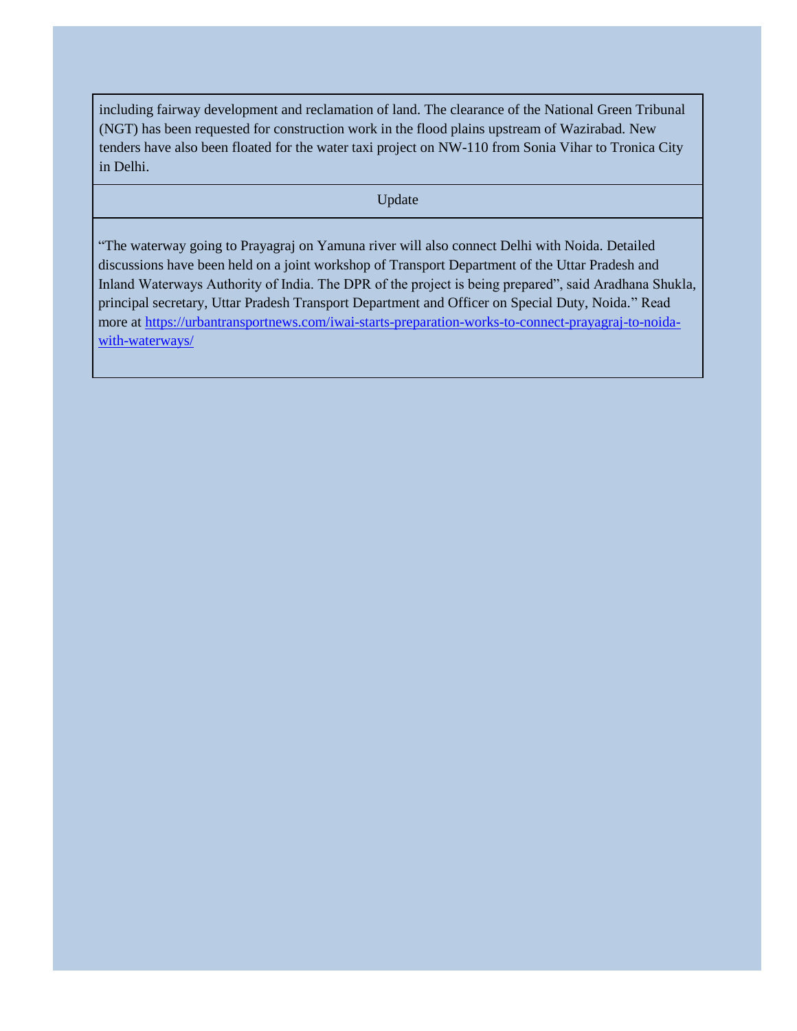including fairway development and reclamation of land. The clearance of the National Green Tribunal (NGT) has been requested for construction work in the flood plains upstream of Wazirabad. New tenders have also been floated for the water taxi project on NW-110 from Sonia Vihar to Tronica City in Delhi.

Update

"The waterway going to Prayagraj on Yamuna river will also connect Delhi with Noida. Detailed discussions have been held on a joint workshop of Transport Department of the Uttar Pradesh and Inland Waterways Authority of India. The DPR of the project is being prepared", said Aradhana Shukla, principal secretary, Uttar Pradesh Transport Department and Officer on Special Duty, Noida." Read more at https://urbantransportnews.com/iwai-starts-preparation-works-to-connect-prayagraj-to-noida-with-waterways/